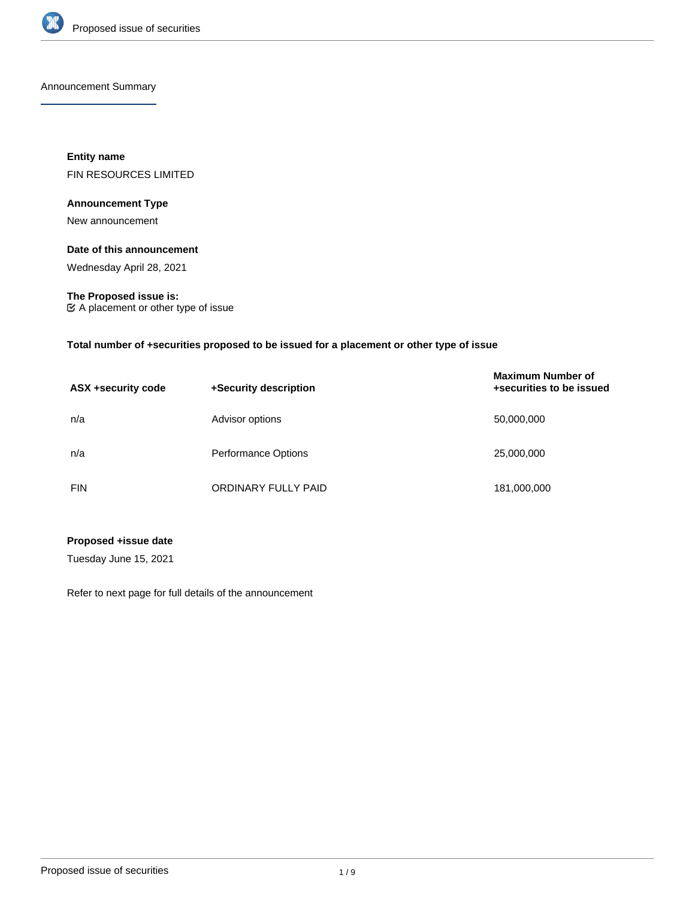Announcement Summary

**Entity name**

FIN RESOURCES LIMITED

**Announcement Type**

New announcement

**Date of this announcement**

Wednesday April 28, 2021

**The Proposed issue is:**

☑ A placement or other type of issue

**Total number of +securities proposed to be issued for a placement or other type of issue**

| ASX +security code | +Security description | Maximum Number of +securities to be issued |
|---|---|---|
| n/a | Advisor options | 50,000,000 |
| n/a | Performance Options | 25,000,000 |
| FIN | ORDINARY FULLY PAID | 181,000,000 |

**Proposed +issue date**

Tuesday June 15, 2021

Refer to next page for full details of the announcement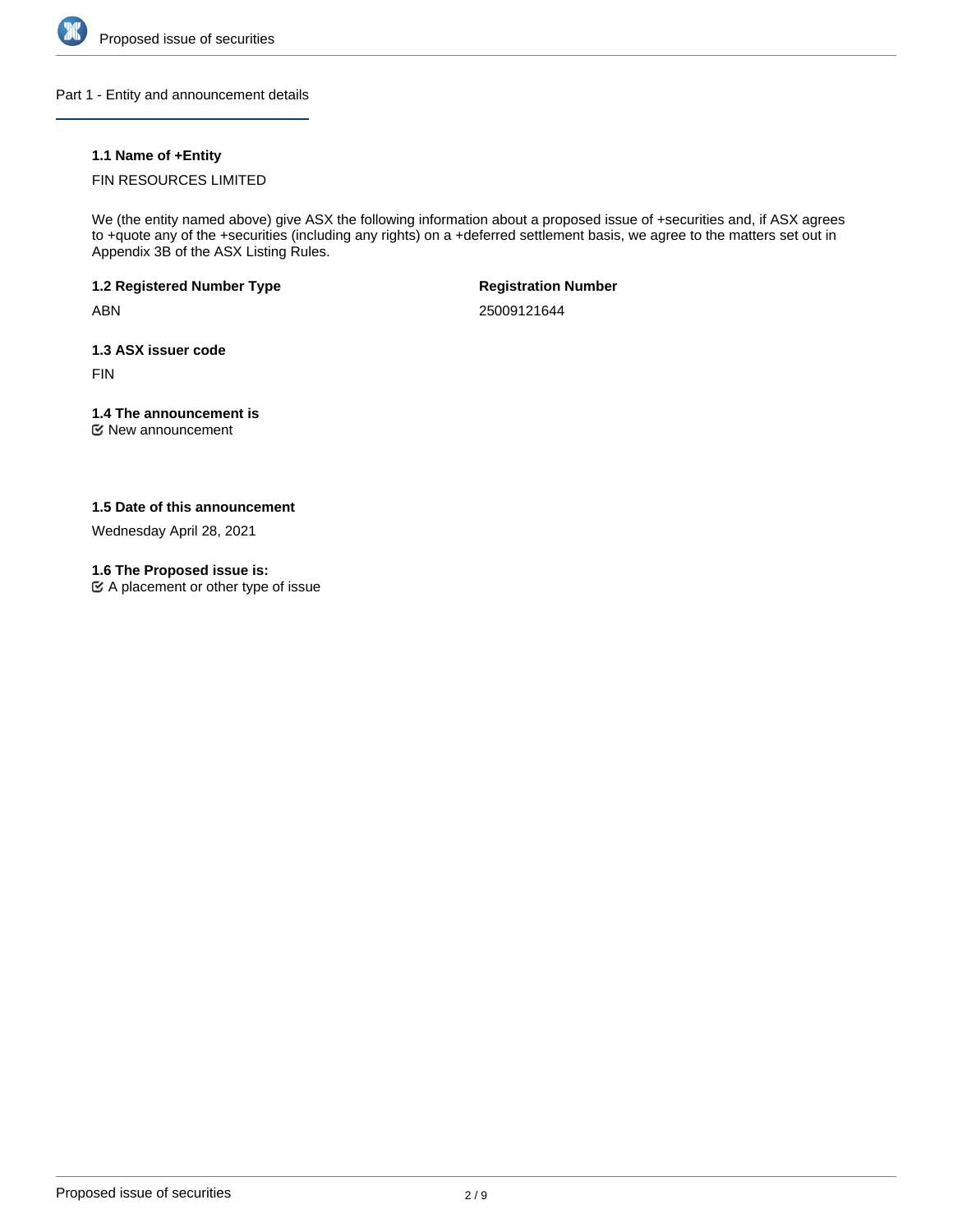## Part 1 - Entity and announcement details

### 1.1 Name of +Entity

FIN RESOURCES LIMITED

We (the entity named above) give ASX the following information about a proposed issue of +securities and, if ASX agrees to +quote any of the +securities (including any rights) on a +deferred settlement basis, we agree to the matters set out in Appendix 3B of the ASX Listing Rules.

**1.2 Registered Number Type**

ABN

**Registration Number**

25009121644

**1.3 ASX issuer code**

FIN

**1.4 The announcement is**

☑ New announcement

**1.5 Date of this announcement**

Wednesday April 28, 2021

**1.6 The Proposed issue is:**

☑ A placement or other type of issue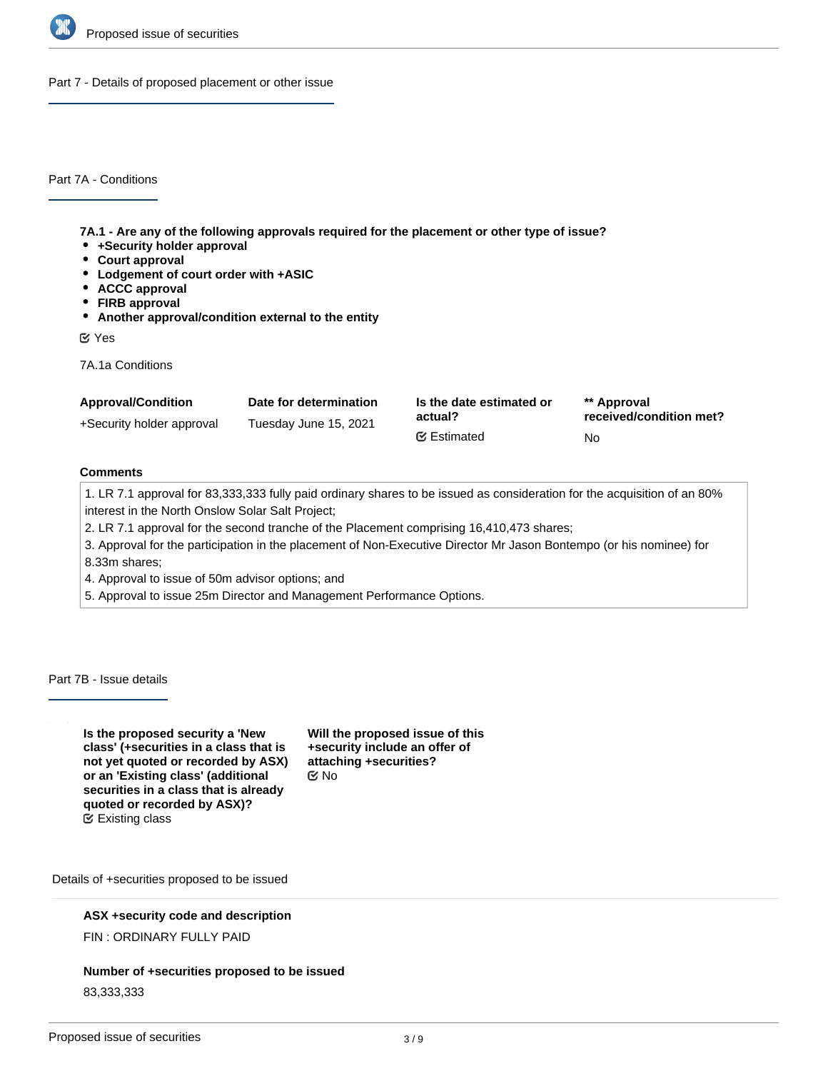## Part 7 - Details of proposed placement or other issue

### Part 7A - Conditions

**7A.1 - Are any of the following approvals required for the placement or other type of issue?**

- **+Security holder approval**
- **Court approval**
- **Lodgement of court order with +ASIC**
- **ACCC approval**
- **FIRB approval**
- **Another approval/condition external to the entity**

Yes

7A.1a Conditions

| Approval/Condition | Date for determination | Is the date estimated or actual? | ** Approval received/condition met? |
|---|---|---|---|
| +Security holder approval | Tuesday June 15, 2021 | Estimated | No |

**Comments**

1. LR 7.1 approval for 83,333,333 fully paid ordinary shares to be issued as consideration for the acquisition of an 80% interest in the North Onslow Solar Salt Project;
2. LR 7.1 approval for the second tranche of the Placement comprising 16,410,473 shares;
3. Approval for the participation in the placement of Non-Executive Director Mr Jason Bontempo (or his nominee) for 8.33m shares;
4. Approval to issue of 50m advisor options; and
5. Approval to issue 25m Director and Management Performance Options.

### Part 7B - Issue details

**Is the proposed security a 'New class' (+securities in a class that is not yet quoted or recorded by ASX) or an 'Existing class' (additional securities in a class that is already quoted or recorded by ASX)?**
Existing class

**Will the proposed issue of this +security include an offer of attaching +securities?**
No

Details of +securities proposed to be issued

**ASX +security code and description**
FIN : ORDINARY FULLY PAID

**Number of +securities proposed to be issued**
83,333,333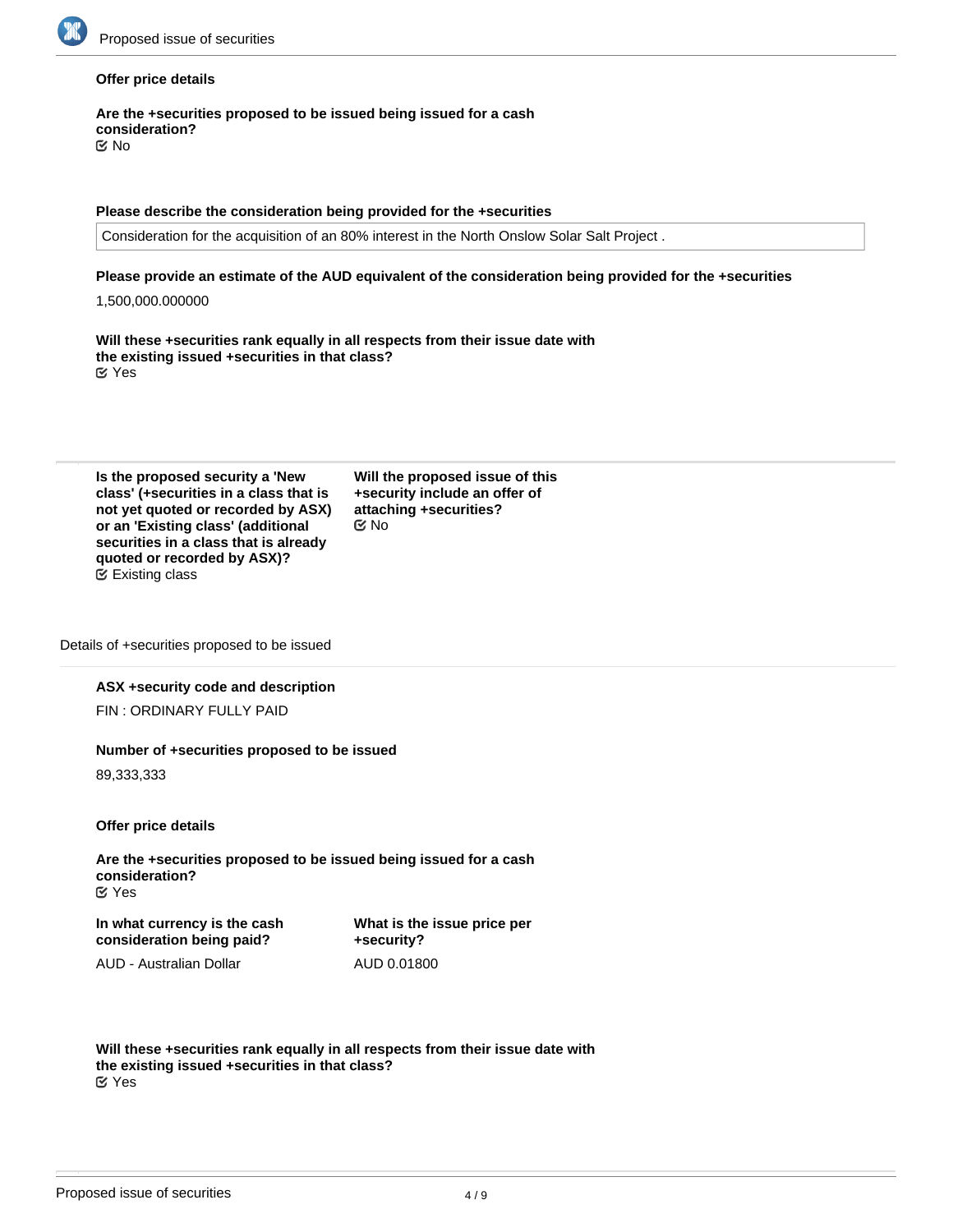**Offer price details**

**Are the +securities proposed to be issued being issued for a cash consideration?**
☑ No

**Please describe the consideration being provided for the +securities**

Consideration for the acquisition of an 80% interest in the North Onslow Solar Salt Project .

**Please provide an estimate of the AUD equivalent of the consideration being provided for the +securities**

1,500,000.000000

**Will these +securities rank equally in all respects from their issue date with the existing issued +securities in that class?**
☑ Yes

**Is the proposed security a 'New class' (+securities in a class that is not yet quoted or recorded by ASX) or an 'Existing class' (additional securities in a class that is already quoted or recorded by ASX)?**
☑ Existing class

**Will the proposed issue of this +security include an offer of attaching +securities?**
☑ No

Details of +securities proposed to be issued

**ASX +security code and description**

FIN : ORDINARY FULLY PAID

**Number of +securities proposed to be issued**

89,333,333

**Offer price details**

**Are the +securities proposed to be issued being issued for a cash consideration?**
☑ Yes

**In what currency is the cash consideration being paid?**

AUD - Australian Dollar

**What is the issue price per +security?**

AUD 0.01800

**Will these +securities rank equally in all respects from their issue date with the existing issued +securities in that class?**
☑ Yes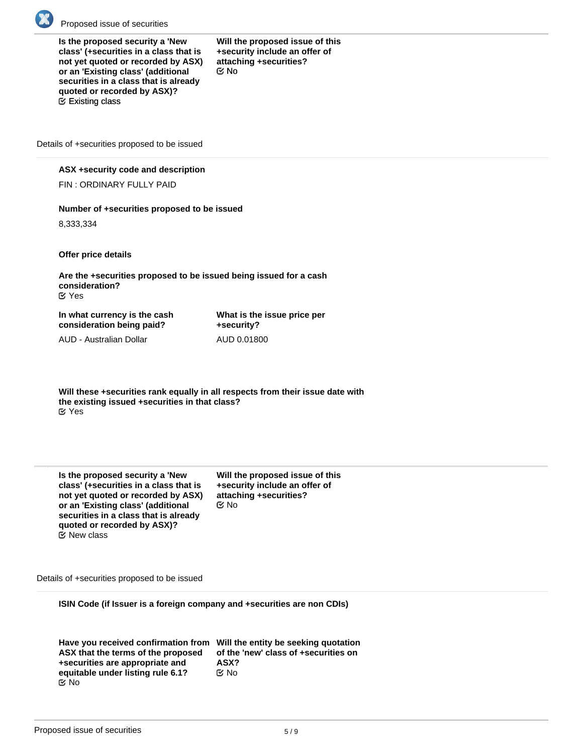**Is the proposed security a 'New class' (+securities in a class that is not yet quoted or recorded by ASX) or an 'Existing class' (additional securities in a class that is already quoted or recorded by ASX)?**
☑ Existing class

**Will the proposed issue of this +security include an offer of attaching +securities?**
☑ No

Details of +securities proposed to be issued

**ASX +security code and description**

FIN : ORDINARY FULLY PAID

**Number of +securities proposed to be issued**

8,333,334

**Offer price details**

**Are the +securities proposed to be issued being issued for a cash consideration?**
☑ Yes

**In what currency is the cash consideration being paid?**

AUD - Australian Dollar

**What is the issue price per +security?**

AUD 0.01800

**Will these +securities rank equally in all respects from their issue date with the existing issued +securities in that class?**
☑ Yes

---

**Is the proposed security a 'New class' (+securities in a class that is not yet quoted or recorded by ASX) or an 'Existing class' (additional securities in a class that is already quoted or recorded by ASX)?**
☑ New class

**Will the proposed issue of this +security include an offer of attaching +securities?**
☑ No

Details of +securities proposed to be issued

**ISIN Code (if Issuer is a foreign company and +securities are non CDIs)**

**Have you received confirmation from ASX that the terms of the proposed +securities are appropriate and equitable under listing rule 6.1?**
☑ No

**Will the entity be seeking quotation of the 'new' class of +securities on ASX?**
☑ No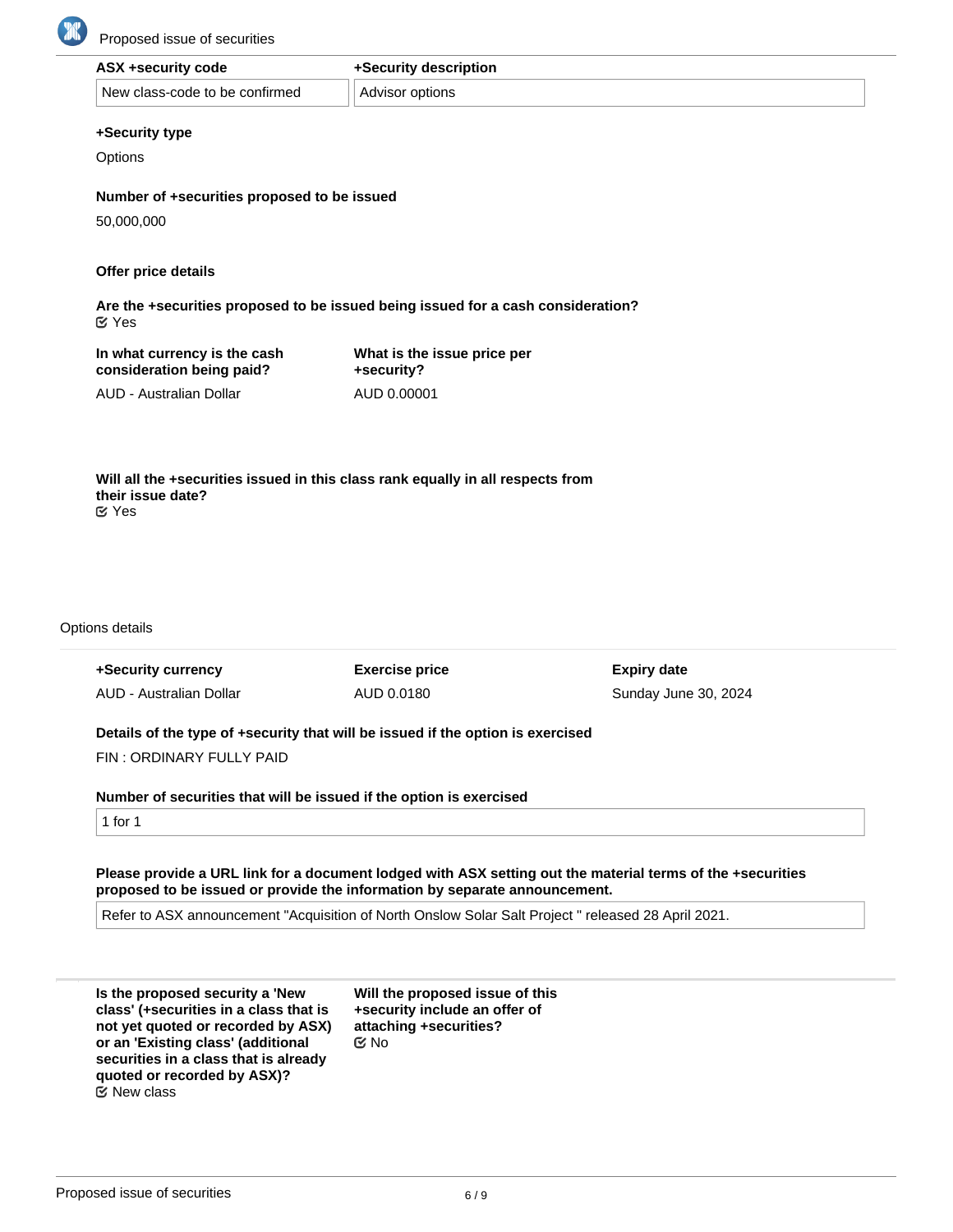| ASX +security code | +Security description |
| --- | --- |
| New class-code to be confirmed | Advisor options |

**+Security type**

Options

**Number of +securities proposed to be issued**

50,000,000

**Offer price details**

**Are the +securities proposed to be issued being issued for a cash consideration?**

Yes

| In what currency is the cash consideration being paid? | What is the issue price per +security? |
| --- | --- |
| AUD - Australian Dollar | AUD 0.00001 |

**Will all the +securities issued in this class rank equally in all respects from their issue date?**

Yes

Options details

| +Security currency | Exercise price | Expiry date |
| --- | --- | --- |
| AUD - Australian Dollar | AUD 0.0180 | Sunday June 30, 2024 |

**Details of the type of +security that will be issued if the option is exercised**

FIN : ORDINARY FULLY PAID

**Number of securities that will be issued if the option is exercised**

1 for 1

**Please provide a URL link for a document lodged with ASX setting out the material terms of the +securities proposed to be issued or provide the information by separate announcement.**

Refer to ASX announcement "Acquisition of North Onslow Solar Salt Project " released 28 April 2021.

**Is the proposed security a 'New class' (+securities in a class that is not yet quoted or recorded by ASX) or an 'Existing class' (additional securities in a class that is already quoted or recorded by ASX)?**

New class

**Will the proposed issue of this +security include an offer of attaching +securities?**

No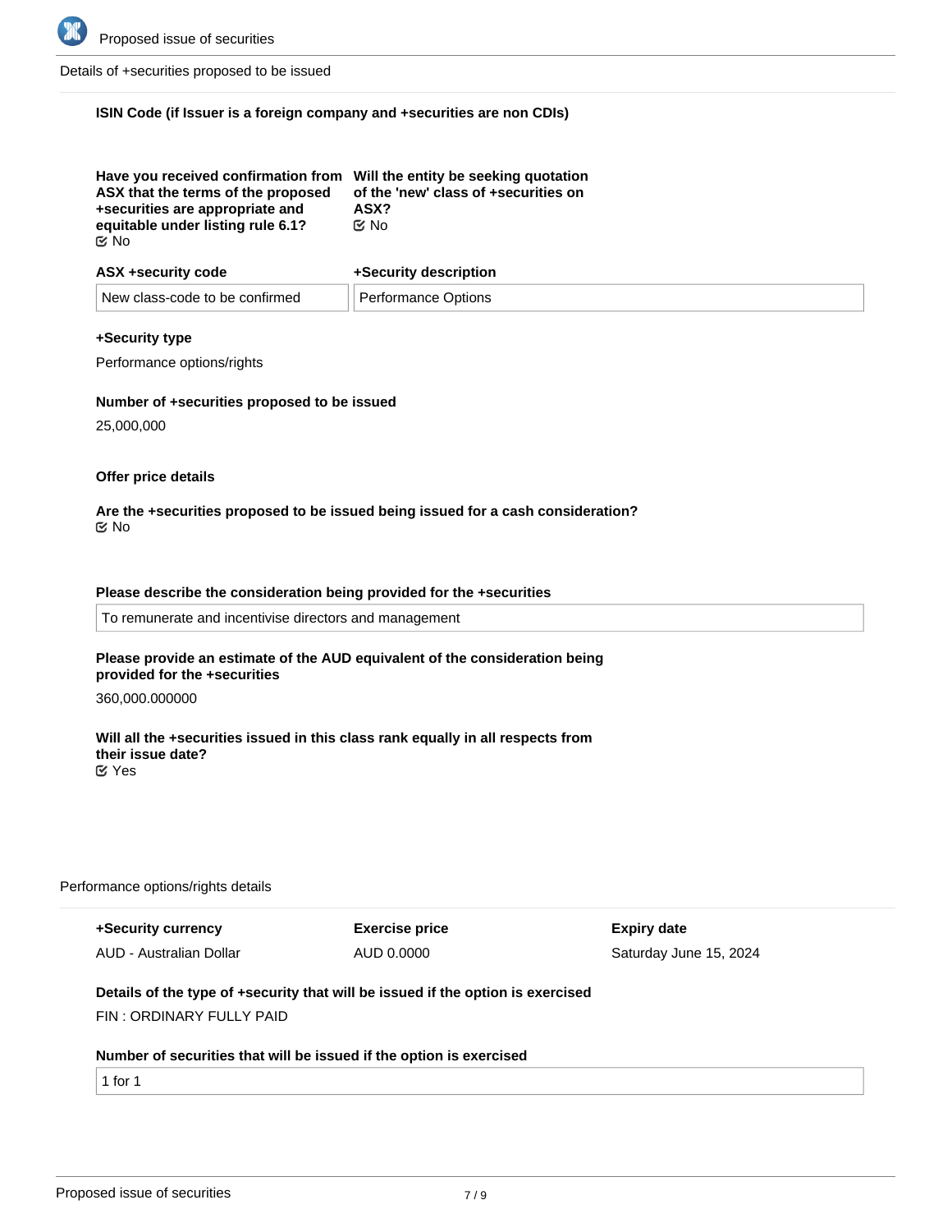Details of +securities proposed to be issued

**ISIN Code (if Issuer is a foreign company and +securities are non CDIs)**

**Have you received confirmation from ASX that the terms of the proposed +securities are appropriate and equitable under listing rule 6.1?**
No

**Will the entity be seeking quotation of the 'new' class of +securities on ASX?**
No

| ASX +security code | +Security description |
| --- | --- |
| New class-code to be confirmed | Performance Options |

**+Security type**

Performance options/rights

**Number of +securities proposed to be issued**

25,000,000

**Offer price details**

**Are the +securities proposed to be issued being issued for a cash consideration?**
No

**Please describe the consideration being provided for the +securities**

To remunerate and incentivise directors and management

**Please provide an estimate of the AUD equivalent of the consideration being provided for the +securities**

360,000.000000

**Will all the +securities issued in this class rank equally in all respects from their issue date?**
Yes

Performance options/rights details

| +Security currency | Exercise price | Expiry date |
| --- | --- | --- |
| AUD - Australian Dollar | AUD 0.0000 | Saturday June 15, 2024 |

**Details of the type of +security that will be issued if the option is exercised**

FIN : ORDINARY FULLY PAID

**Number of securities that will be issued if the option is exercised**

1 for 1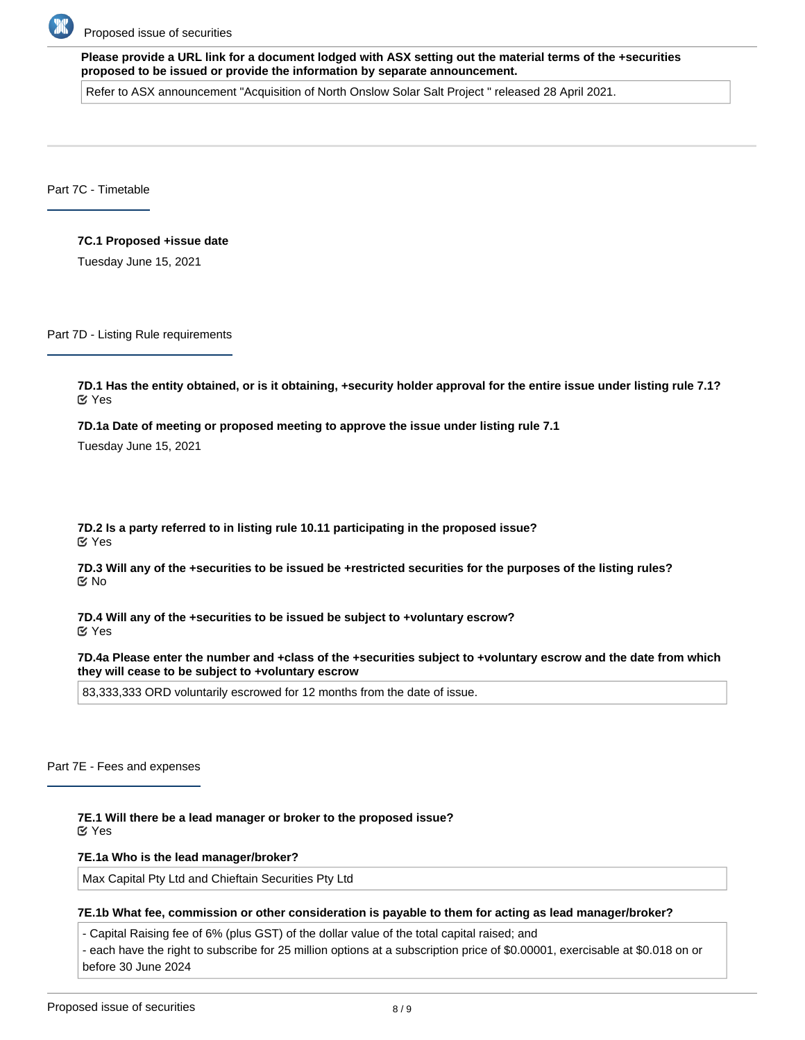**Please provide a URL link for a document lodged with ASX setting out the material terms of the +securities proposed to be issued or provide the information by separate announcement.**

Refer to ASX announcement "Acquisition of North Onslow Solar Salt Project " released 28 April 2021.

## Part 7C - Timetable

**7C.1 Proposed +issue date**

Tuesday June 15, 2021

## Part 7D - Listing Rule requirements

**7D.1 Has the entity obtained, or is it obtaining, +security holder approval for the entire issue under listing rule 7.1?**

Yes

**7D.1a Date of meeting or proposed meeting to approve the issue under listing rule 7.1**

Tuesday June 15, 2021

**7D.2 Is a party referred to in listing rule 10.11 participating in the proposed issue?**

Yes

**7D.3 Will any of the +securities to be issued be +restricted securities for the purposes of the listing rules?**

No

**7D.4 Will any of the +securities to be issued be subject to +voluntary escrow?**

Yes

**7D.4a Please enter the number and +class of the +securities subject to +voluntary escrow and the date from which they will cease to be subject to +voluntary escrow**

83,333,333 ORD voluntarily escrowed for 12 months from the date of issue.

## Part 7E - Fees and expenses

**7E.1 Will there be a lead manager or broker to the proposed issue?**

Yes

**7E.1a Who is the lead manager/broker?**

Max Capital Pty Ltd and Chieftain Securities Pty Ltd

**7E.1b What fee, commission or other consideration is payable to them for acting as lead manager/broker?**

- Capital Raising fee of 6% (plus GST) of the dollar value of the total capital raised; and
- each have the right to subscribe for 25 million options at a subscription price of $0.00001, exercisable at $0.018 on or before 30 June 2024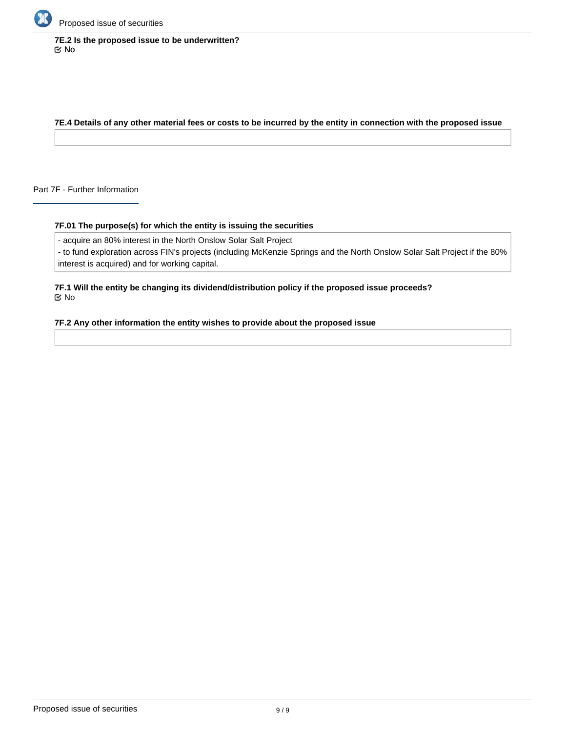**7E.2 Is the proposed issue to be underwritten?**
☑ No

**7E.4 Details of any other material fees or costs to be incurred by the entity in connection with the proposed issue**

## Part 7F - Further Information

**7F.01 The purpose(s) for which the entity is issuing the securities**

- acquire an 80% interest in the North Onslow Solar Salt Project
- to fund exploration across FIN's projects (including McKenzie Springs and the North Onslow Solar Salt Project if the 80% interest is acquired) and for working capital.

**7F.1 Will the entity be changing its dividend/distribution policy if the proposed issue proceeds?**
☑ No

**7F.2 Any other information the entity wishes to provide about the proposed issue**